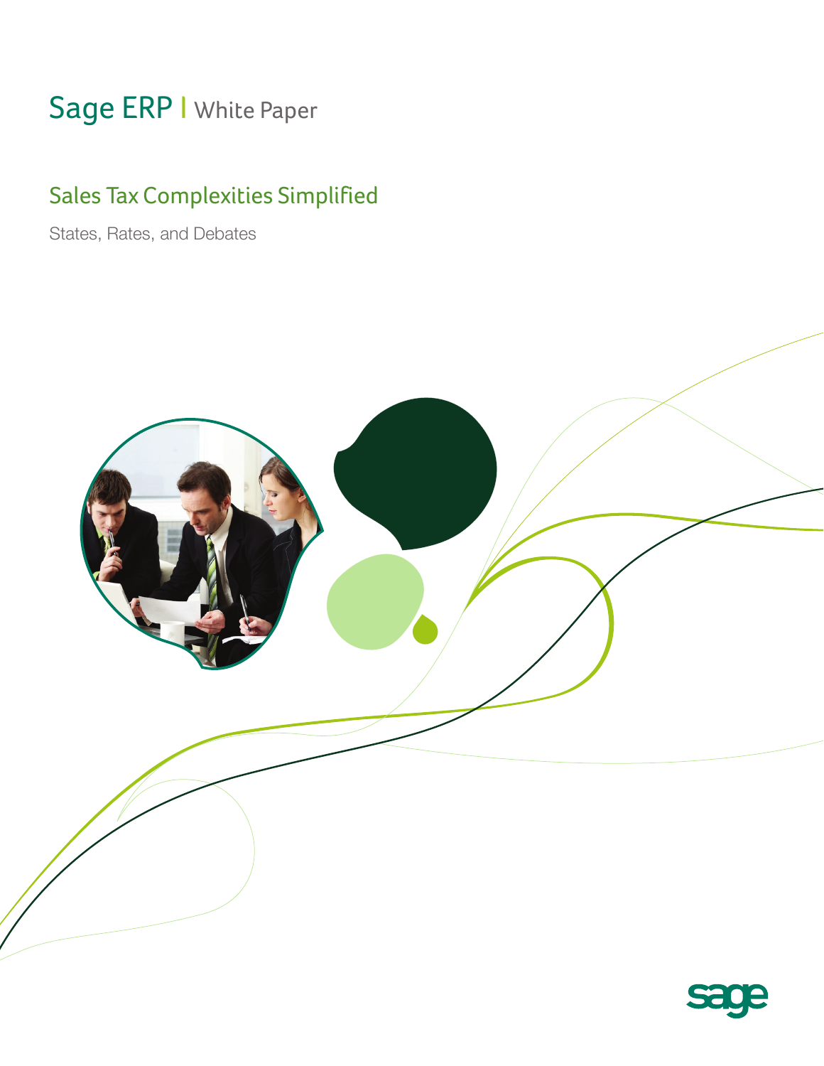Sage ERP | White Paper

# Sales Tax Complexities Simplified

States, Rates, and Debates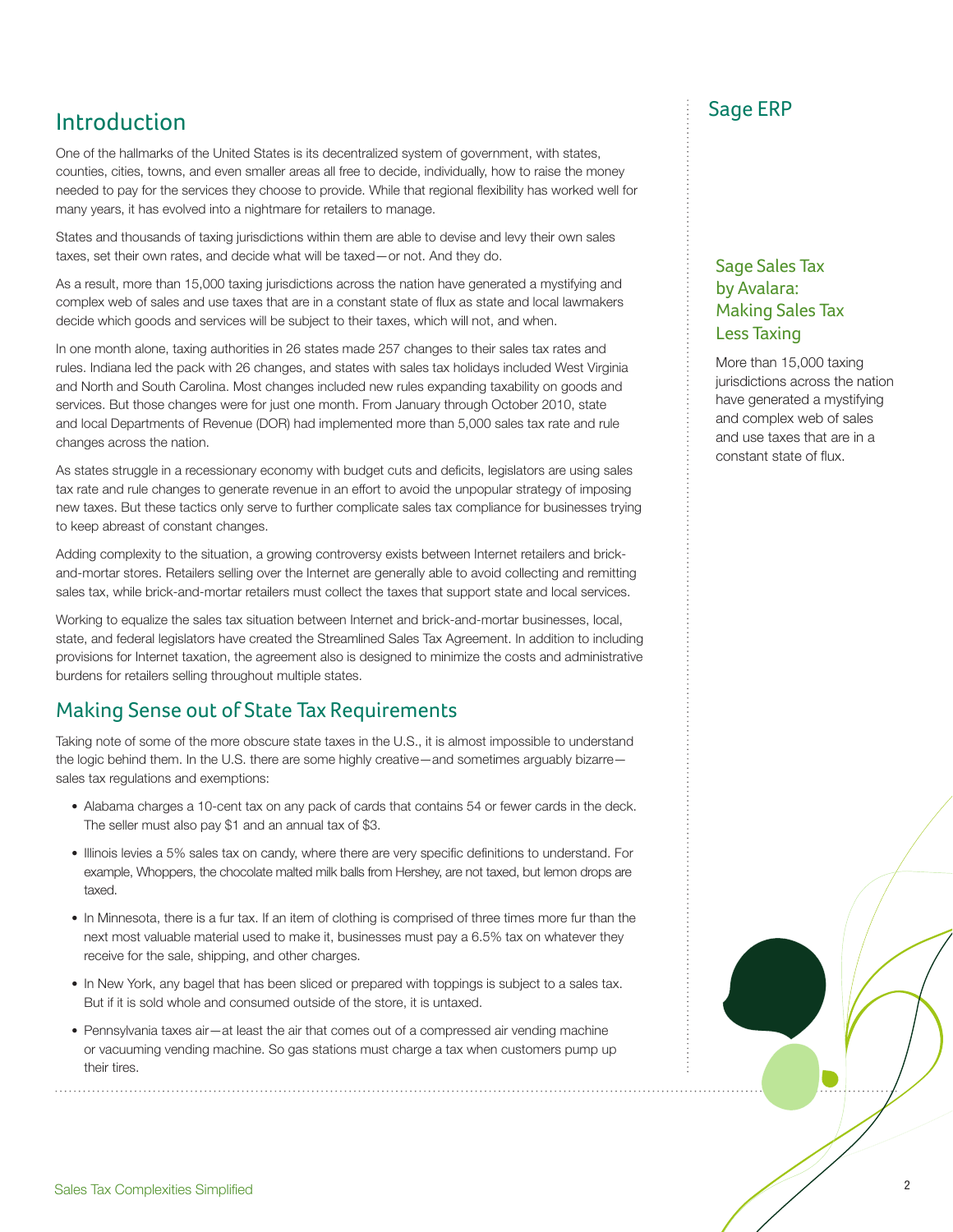## Introduction

One of the hallmarks of the United States is its decentralized system of government, with states, counties, cities, towns, and even smaller areas all free to decide, individually, how to raise the money needed to pay for the services they choose to provide. While that regional flexibility has worked well for many years, it has evolved into a nightmare for retailers to manage.

States and thousands of taxing jurisdictions within them are able to devise and levy their own sales taxes, set their own rates, and decide what will be taxed—or not. And they do.

As a result, more than 15,000 taxing jurisdictions across the nation have generated a mystifying and complex web of sales and use taxes that are in a constant state of flux as state and local lawmakers decide which goods and services will be subject to their taxes, which will not, and when.

In one month alone, taxing authorities in 26 states made 257 changes to their sales tax rates and rules. Indiana led the pack with 26 changes, and states with sales tax holidays included West Virginia and North and South Carolina. Most changes included new rules expanding taxability on goods and services. But those changes were for just one month. From January through October 2010, state and local Departments of Revenue (DOR) had implemented more than 5,000 sales tax rate and rule changes across the nation.

As states struggle in a recessionary economy with budget cuts and deficits, legislators are using sales tax rate and rule changes to generate revenue in an effort to avoid the unpopular strategy of imposing new taxes. But these tactics only serve to further complicate sales tax compliance for businesses trying to keep abreast of constant changes.

Adding complexity to the situation, a growing controversy exists between Internet retailers and brick-and-mortar stores. Retailers selling over the Internet are generally able to avoid collecting and remitting sales tax, while brick-and-mortar retailers must collect the taxes that support state and local services.

Working to equalize the sales tax situation between Internet and brick-and-mortar businesses, local, state, and federal legislators have created the Streamlined Sales Tax Agreement. In addition to including provisions for Internet taxation, the agreement also is designed to minimize the costs and administrative burdens for retailers selling throughout multiple states.

## Making Sense out of State Tax Requirements

Taking note of some of the more obscure state taxes in the U.S., it is almost impossible to understand the logic behind them. In the U.S. there are some highly creative—and sometimes arguably bizarre—sales tax regulations and exemptions:

- Alabama charges a 10-cent tax on any pack of cards that contains 54 or fewer cards in the deck. The seller must also pay $1 and an annual tax of $3.
- Illinois levies a 5% sales tax on candy, where there are very specific definitions to understand. For example, Whoppers, the chocolate malted milk balls from Hershey, are not taxed, but lemon drops are taxed.
- In Minnesota, there is a fur tax. If an item of clothing is comprised of three times more fur than the next most valuable material used to make it, businesses must pay a 6.5% tax on whatever they receive for the sale, shipping, and other charges.
- In New York, any bagel that has been sliced or prepared with toppings is subject to a sales tax. But if it is sold whole and consumed outside of the store, it is untaxed.
- Pennsylvania taxes air—at least the air that comes out of a compressed air vending machine or vacuuming vending machine. So gas stations must charge a tax when customers pump up their tires.

## Sage ERP

### Sage Sales Tax by Avalara: Making Sales Tax Less Taxing

More than 15,000 taxing jurisdictions across the nation have generated a mystifying and complex web of sales and use taxes that are in a constant state of flux.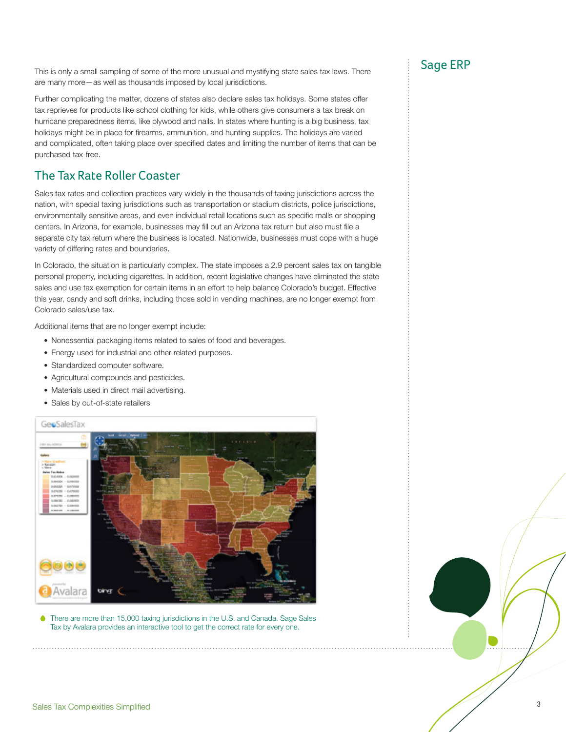This is only a small sampling of some of the more unusual and mystifying state sales tax laws. There are many more—as well as thousands imposed by local jurisdictions.

Further complicating the matter, dozens of states also declare sales tax holidays. Some states offer tax reprieves for products like school clothing for kids, while others give consumers a tax break on hurricane preparedness items, like plywood and nails. In states where hunting is a big business, tax holidays might be in place for firearms, ammunition, and hunting supplies. The holidays are varied and complicated, often taking place over specified dates and limiting the number of items that can be purchased tax-free.

## The Tax Rate Roller Coaster

Sales tax rates and collection practices vary widely in the thousands of taxing jurisdictions across the nation, with special taxing jurisdictions such as transportation or stadium districts, police jurisdictions, environmentally sensitive areas, and even individual retail locations such as specific malls or shopping centers. In Arizona, for example, businesses may fill out an Arizona tax return but also must file a separate city tax return where the business is located. Nationwide, businesses must cope with a huge variety of differing rates and boundaries.

In Colorado, the situation is particularly complex. The state imposes a 2.9 percent sales tax on tangible personal property, including cigarettes. In addition, recent legislative changes have eliminated the state sales and use tax exemption for certain items in an effort to help balance Colorado's budget. Effective this year, candy and soft drinks, including those sold in vending machines, are no longer exempt from Colorado sales/use tax.

Additional items that are no longer exempt include:

- Nonessential packaging items related to sales of food and beverages.
- Energy used for industrial and other related purposes.
- Standardized computer software.
- Agricultural compounds and pesticides.
- Materials used in direct mail advertising.
- Sales by out-of-state retailers

There are more than 15,000 taxing jurisdictions in the U.S. and Canada. Sage Sales Tax by Avalara provides an interactive tool to get the correct rate for every one.

Sage ERP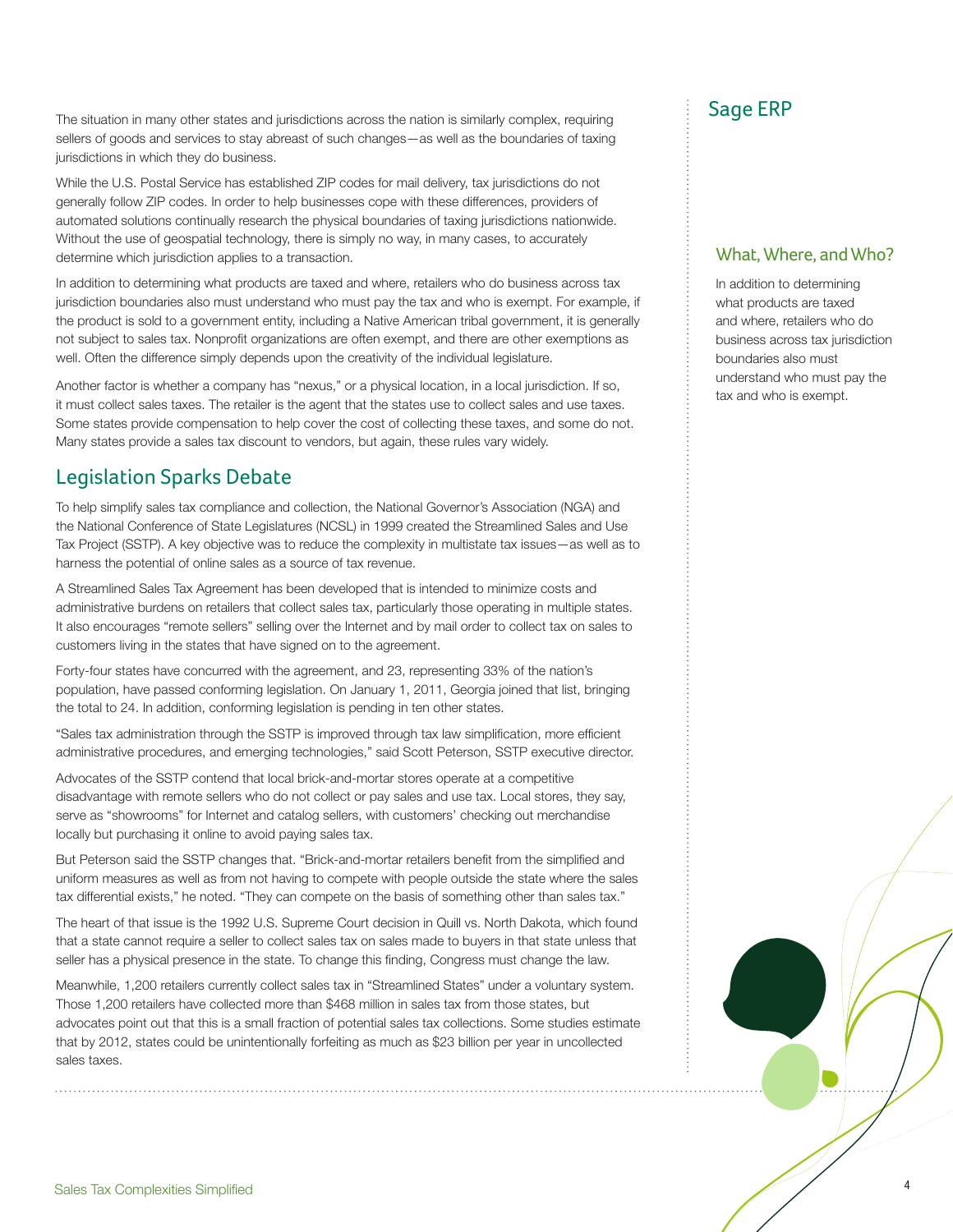The situation in many other states and jurisdictions across the nation is similarly complex, requiring sellers of goods and services to stay abreast of such changes—as well as the boundaries of taxing jurisdictions in which they do business.

While the U.S. Postal Service has established ZIP codes for mail delivery, tax jurisdictions do not generally follow ZIP codes. In order to help businesses cope with these differences, providers of automated solutions continually research the physical boundaries of taxing jurisdictions nationwide. Without the use of geospatial technology, there is simply no way, in many cases, to accurately determine which jurisdiction applies to a transaction.

In addition to determining what products are taxed and where, retailers who do business across tax jurisdiction boundaries also must understand who must pay the tax and who is exempt. For example, if the product is sold to a government entity, including a Native American tribal government, it is generally not subject to sales tax. Nonprofit organizations are often exempt, and there are other exemptions as well. Often the difference simply depends upon the creativity of the individual legislature.

Another factor is whether a company has "nexus," or a physical location, in a local jurisdiction. If so, it must collect sales taxes. The retailer is the agent that the states use to collect sales and use taxes. Some states provide compensation to help cover the cost of collecting these taxes, and some do not. Many states provide a sales tax discount to vendors, but again, these rules vary widely.

## Legislation Sparks Debate

To help simplify sales tax compliance and collection, the National Governor's Association (NGA) and the National Conference of State Legislatures (NCSL) in 1999 created the Streamlined Sales and Use Tax Project (SSTP). A key objective was to reduce the complexity in multistate tax issues—as well as to harness the potential of online sales as a source of tax revenue.

A Streamlined Sales Tax Agreement has been developed that is intended to minimize costs and administrative burdens on retailers that collect sales tax, particularly those operating in multiple states. It also encourages "remote sellers" selling over the Internet and by mail order to collect tax on sales to customers living in the states that have signed on to the agreement.

Forty-four states have concurred with the agreement, and 23, representing 33% of the nation's population, have passed conforming legislation. On January 1, 2011, Georgia joined that list, bringing the total to 24. In addition, conforming legislation is pending in ten other states.

"Sales tax administration through the SSTP is improved through tax law simplification, more efficient administrative procedures, and emerging technologies," said Scott Peterson, SSTP executive director.

Advocates of the SSTP contend that local brick-and-mortar stores operate at a competitive disadvantage with remote sellers who do not collect or pay sales and use tax. Local stores, they say, serve as "showrooms" for Internet and catalog sellers, with customers' checking out merchandise locally but purchasing it online to avoid paying sales tax.

But Peterson said the SSTP changes that. "Brick-and-mortar retailers benefit from the simplified and uniform measures as well as from not having to compete with people outside the state where the sales tax differential exists," he noted. "They can compete on the basis of something other than sales tax."

The heart of that issue is the 1992 U.S. Supreme Court decision in Quill vs. North Dakota, which found that a state cannot require a seller to collect sales tax on sales made to buyers in that state unless that seller has a physical presence in the state. To change this finding, Congress must change the law.

Meanwhile, 1,200 retailers currently collect sales tax in "Streamlined States" under a voluntary system. Those 1,200 retailers have collected more than $468 million in sales tax from those states, but advocates point out that this is a small fraction of potential sales tax collections. Some studies estimate that by 2012, states could be unintentionally forfeiting as much as $23 billion per year in uncollected sales taxes.

## Sage ERP

### What, Where, and Who?

In addition to determining what products are taxed and where, retailers who do business across tax jurisdiction boundaries also must understand who must pay the tax and who is exempt.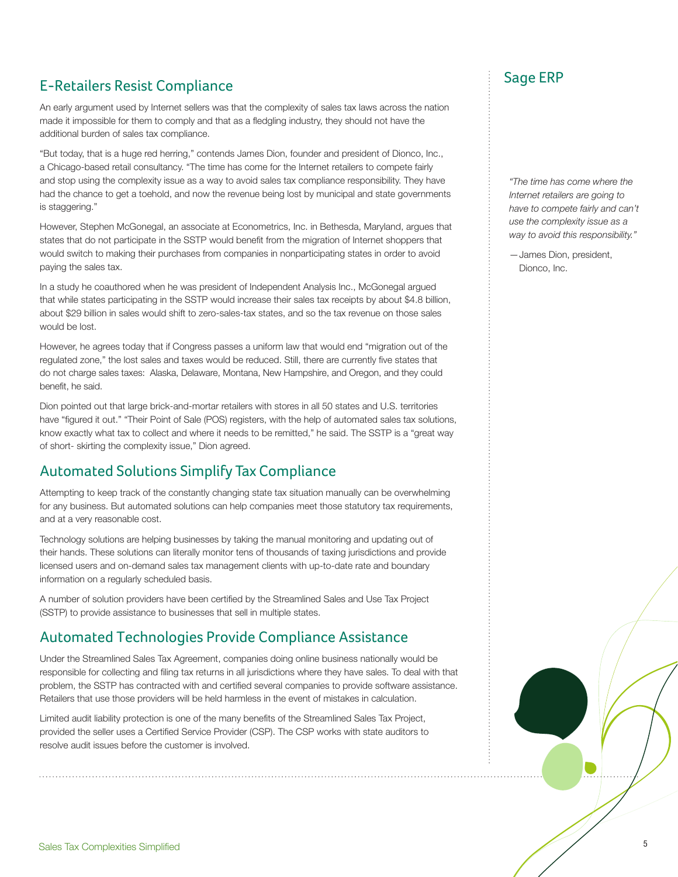## E-Retailers Resist Compliance

An early argument used by Internet sellers was that the complexity of sales tax laws across the nation made it impossible for them to comply and that as a fledgling industry, they should not have the additional burden of sales tax compliance.

"But today, that is a huge red herring," contends James Dion, founder and president of Dionco, Inc., a Chicago-based retail consultancy. "The time has come for the Internet retailers to compete fairly and stop using the complexity issue as a way to avoid sales tax compliance responsibility. They have had the chance to get a toehold, and now the revenue being lost by municipal and state governments is staggering."

However, Stephen McGonegal, an associate at Econometrics, Inc. in Bethesda, Maryland, argues that states that do not participate in the SSTP would benefit from the migration of Internet shoppers that would switch to making their purchases from companies in nonparticipating states in order to avoid paying the sales tax.

In a study he coauthored when he was president of Independent Analysis Inc., McGonegal argued that while states participating in the SSTP would increase their sales tax receipts by about $4.8 billion, about $29 billion in sales would shift to zero-sales-tax states, and so the tax revenue on those sales would be lost.

However, he agrees today that if Congress passes a uniform law that would end "migration out of the regulated zone," the lost sales and taxes would be reduced. Still, there are currently five states that do not charge sales taxes: Alaska, Delaware, Montana, New Hampshire, and Oregon, and they could benefit, he said.

Dion pointed out that large brick-and-mortar retailers with stores in all 50 states and U.S. territories have "figured it out." "Their Point of Sale (POS) registers, with the help of automated sales tax solutions, know exactly what tax to collect and where it needs to be remitted," he said. The SSTP is a "great way of short- skirting the complexity issue," Dion agreed.

## Automated Solutions Simplify Tax Compliance

Attempting to keep track of the constantly changing state tax situation manually can be overwhelming for any business. But automated solutions can help companies meet those statutory tax requirements, and at a very reasonable cost.

Technology solutions are helping businesses by taking the manual monitoring and updating out of their hands. These solutions can literally monitor tens of thousands of taxing jurisdictions and provide licensed users and on-demand sales tax management clients with up-to-date rate and boundary information on a regularly scheduled basis.

A number of solution providers have been certified by the Streamlined Sales and Use Tax Project (SSTP) to provide assistance to businesses that sell in multiple states.

## Automated Technologies Provide Compliance Assistance

Under the Streamlined Sales Tax Agreement, companies doing online business nationally would be responsible for collecting and filing tax returns in all jurisdictions where they have sales. To deal with that problem, the SSTP has contracted with and certified several companies to provide software assistance. Retailers that use those providers will be held harmless in the event of mistakes in calculation.

Limited audit liability protection is one of the many benefits of the Streamlined Sales Tax Project, provided the seller uses a Certified Service Provider (CSP). The CSP works with state auditors to resolve audit issues before the customer is involved.

*"The time has come where the Internet retailers are going to have to compete fairly and can't use the complexity issue as a way to avoid this responsibility."*

—James Dion, president, Dionco, Inc.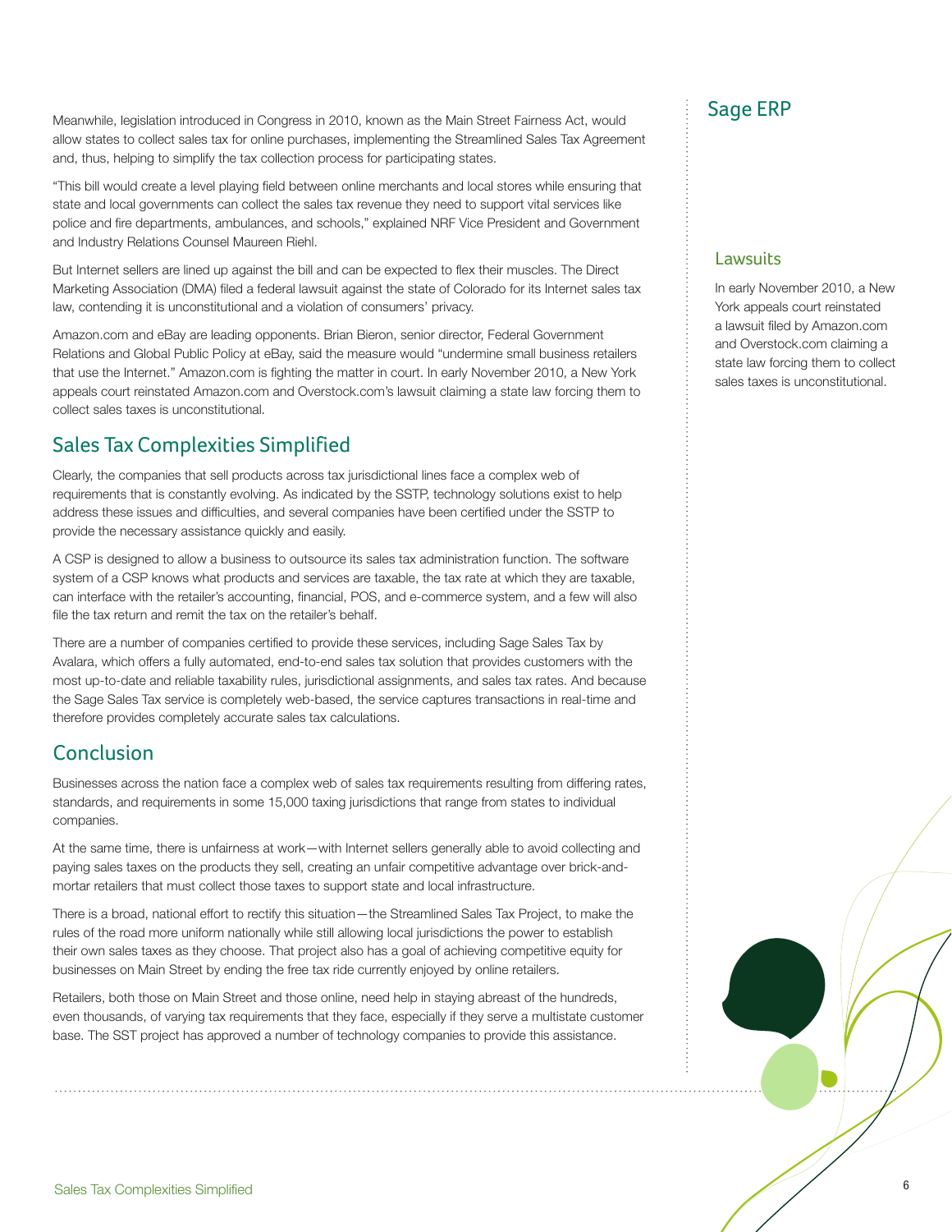Meanwhile, legislation introduced in Congress in 2010, known as the Main Street Fairness Act, would allow states to collect sales tax for online purchases, implementing the Streamlined Sales Tax Agreement and, thus, helping to simplify the tax collection process for participating states.

"This bill would create a level playing field between online merchants and local stores while ensuring that state and local governments can collect the sales tax revenue they need to support vital services like police and fire departments, ambulances, and schools," explained NRF Vice President and Government and Industry Relations Counsel Maureen Riehl.

But Internet sellers are lined up against the bill and can be expected to flex their muscles. The Direct Marketing Association (DMA) filed a federal lawsuit against the state of Colorado for its Internet sales tax law, contending it is unconstitutional and a violation of consumers' privacy.

Amazon.com and eBay are leading opponents. Brian Bieron, senior director, Federal Government Relations and Global Public Policy at eBay, said the measure would "undermine small business retailers that use the Internet." Amazon.com is fighting the matter in court. In early November 2010, a New York appeals court reinstated Amazon.com and Overstock.com's lawsuit claiming a state law forcing them to collect sales taxes is unconstitutional.

## Sales Tax Complexities Simplified

Clearly, the companies that sell products across tax jurisdictional lines face a complex web of requirements that is constantly evolving. As indicated by the SSTP, technology solutions exist to help address these issues and difficulties, and several companies have been certified under the SSTP to provide the necessary assistance quickly and easily.

A CSP is designed to allow a business to outsource its sales tax administration function. The software system of a CSP knows what products and services are taxable, the tax rate at which they are taxable, can interface with the retailer's accounting, financial, POS, and e-commerce system, and a few will also file the tax return and remit the tax on the retailer's behalf.

There are a number of companies certified to provide these services, including Sage Sales Tax by Avalara, which offers a fully automated, end-to-end sales tax solution that provides customers with the most up-to-date and reliable taxability rules, jurisdictional assignments, and sales tax rates. And because the Sage Sales Tax service is completely web-based, the service captures transactions in real-time and therefore provides completely accurate sales tax calculations.

## Conclusion

Businesses across the nation face a complex web of sales tax requirements resulting from differing rates, standards, and requirements in some 15,000 taxing jurisdictions that range from states to individual companies.

At the same time, there is unfairness at work—with Internet sellers generally able to avoid collecting and paying sales taxes on the products they sell, creating an unfair competitive advantage over brick-and-mortar retailers that must collect those taxes to support state and local infrastructure.

There is a broad, national effort to rectify this situation—the Streamlined Sales Tax Project, to make the rules of the road more uniform nationally while still allowing local jurisdictions the power to establish their own sales taxes as they choose. That project also has a goal of achieving competitive equity for businesses on Main Street by ending the free tax ride currently enjoyed by online retailers.

Retailers, both those on Main Street and those online, need help in staying abreast of the hundreds, even thousands, of varying tax requirements that they face, especially if they serve a multistate customer base. The SST project has approved a number of technology companies to provide this assistance.

### Lawsuits

In early November 2010, a New York appeals court reinstated a lawsuit filed by Amazon.com and Overstock.com claiming a state law forcing them to collect sales taxes is unconstitutional.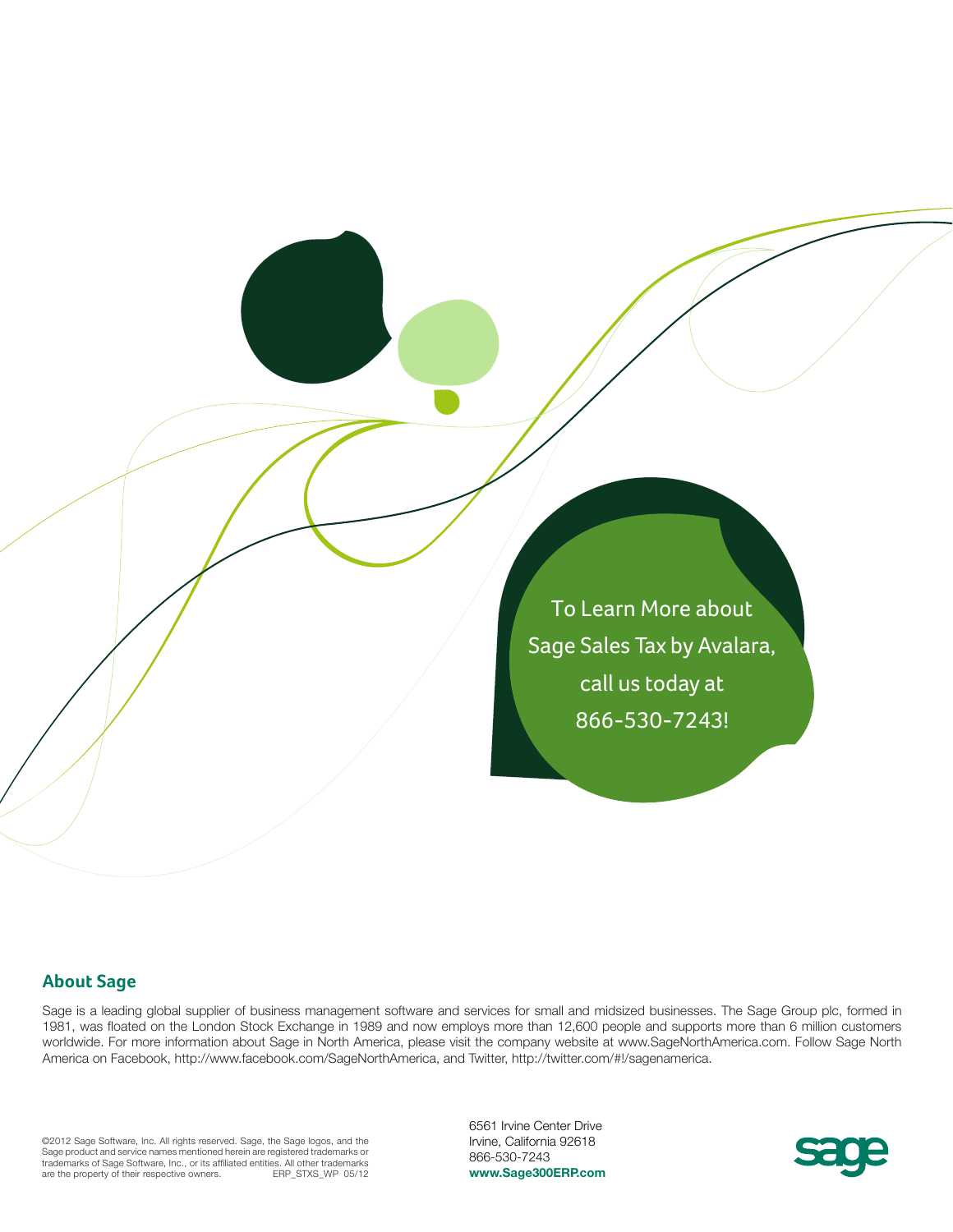To Learn More about Sage Sales Tax by Avalara, call us today at 866-530-7243!

## About Sage

Sage is a leading global supplier of business management software and services for small and midsized businesses. The Sage Group plc, formed in 1981, was floated on the London Stock Exchange in 1989 and now employs more than 12,600 people and supports more than 6 million customers worldwide. For more information about Sage in North America, please visit the company website at www.SageNorthAmerica.com. Follow Sage North America on Facebook, http://www.facebook.com/SageNorthAmerica, and Twitter, http://twitter.com/#!/sagenamerica.

©2012 Sage Software, Inc. All rights reserved. Sage, the Sage logos, and the Sage product and service names mentioned herein are registered trademarks or trademarks of Sage Software, Inc., or its affiliated entities. All other trademarks are the property of their respective owners. ERP_STXS_WP 05/12

6561 Irvine Center Drive
Irvine, California 92618
866-530-7243
**www.Sage300ERP.com**

sage